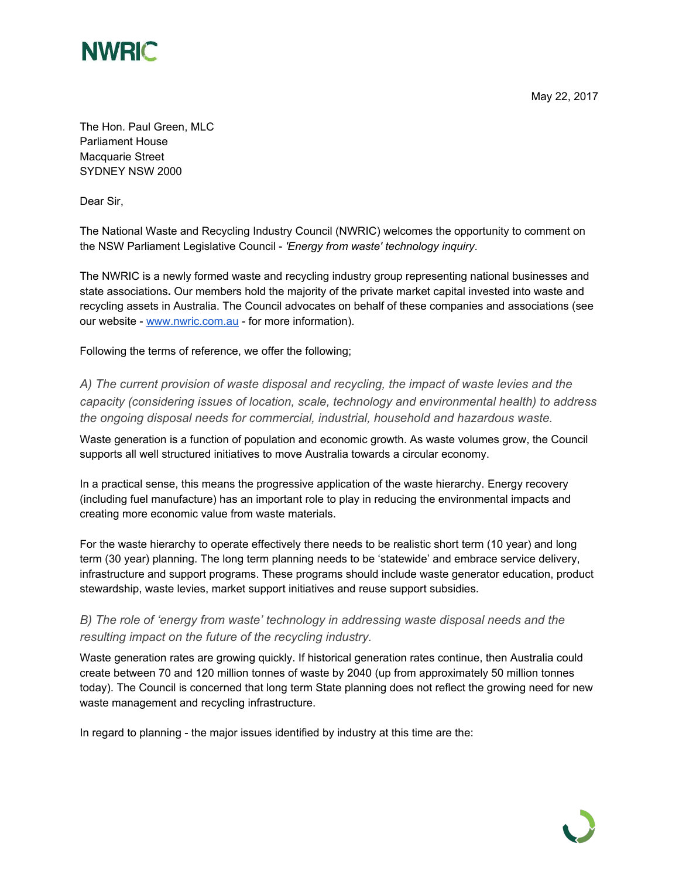**NWRIC**

May 22, 2017

The Hon. Paul Green, MLC
Parliament House
Macquarie Street
SYDNEY NSW 2000

Dear Sir,

The National Waste and Recycling Industry Council (NWRIC) welcomes the opportunity to comment on the NSW Parliament Legislative Council - *'Energy from waste' technology inquiry*.

The NWRIC is a newly formed waste and recycling industry group representing national businesses and state associations**.** Our members hold the majority of the private market capital invested into waste and recycling assets in Australia. The Council advocates on behalf of these companies and associations (see our website - [www.nwric.com.au](http://www.nwric.com.au) - for more information).

Following the terms of reference, we offer the following;

### *A) The current provision of waste disposal and recycling, the impact of waste levies and the capacity (considering issues of location, scale, technology and environmental health) to address the ongoing disposal needs for commercial, industrial, household and hazardous waste.*

Waste generation is a function of population and economic growth. As waste volumes grow, the Council supports all well structured initiatives to move Australia towards a circular economy.

In a practical sense, this means the progressive application of the waste hierarchy. Energy recovery (including fuel manufacture) has an important role to play in reducing the environmental impacts and creating more economic value from waste materials.

For the waste hierarchy to operate effectively there needs to be realistic short term (10 year) and long term (30 year) planning. The long term planning needs to be 'statewide' and embrace service delivery, infrastructure and support programs. These programs should include waste generator education, product stewardship, waste levies, market support initiatives and reuse support subsidies.

### *B) The role of 'energy from waste' technology in addressing waste disposal needs and the resulting impact on the future of the recycling industry.*

Waste generation rates are growing quickly. If historical generation rates continue, then Australia could create between 70 and 120 million tonnes of waste by 2040 (up from approximately 50 million tonnes today). The Council is concerned that long term State planning does not reflect the growing need for new waste management and recycling infrastructure.

In regard to planning - the major issues identified by industry at this time are the: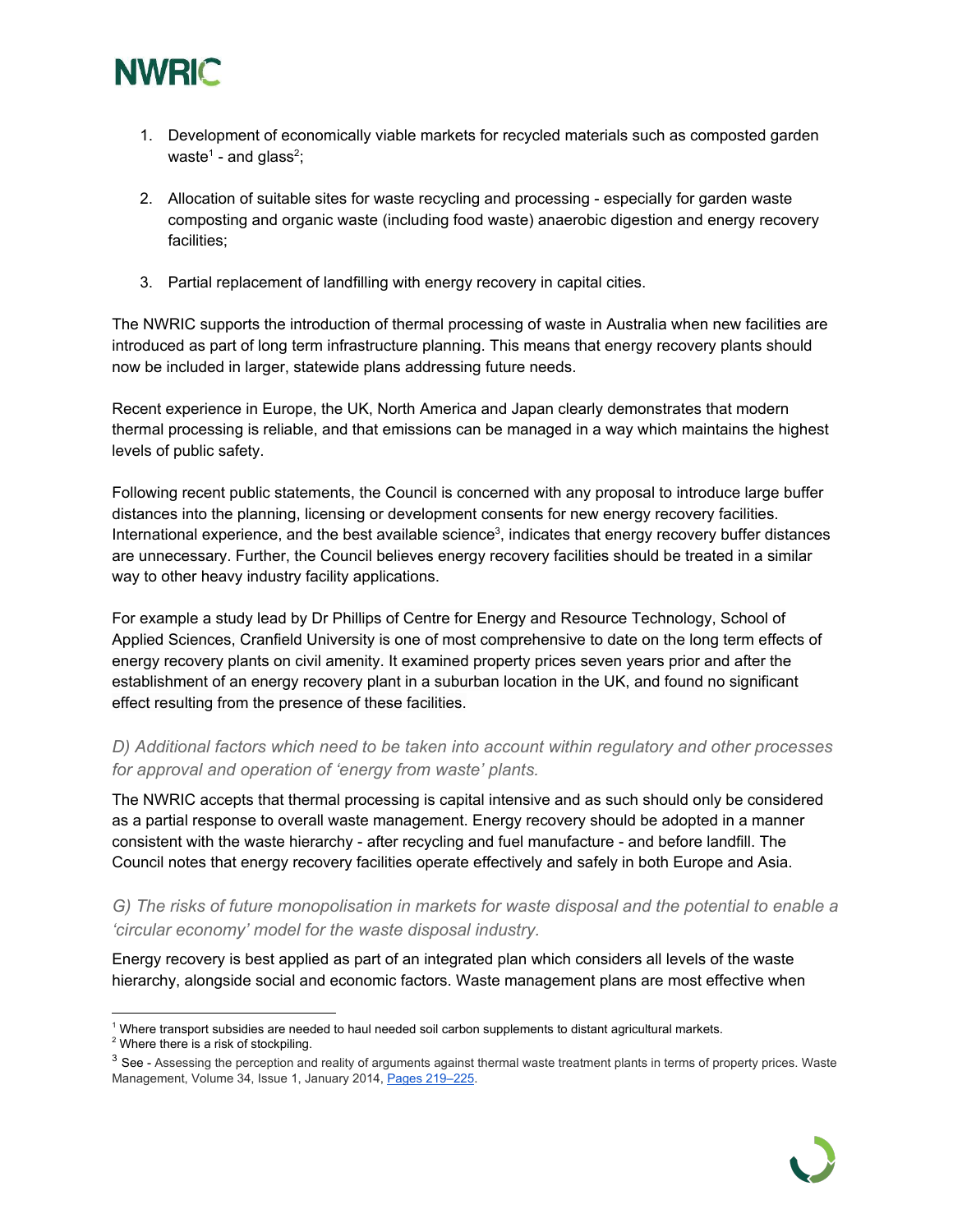1. Development of economically viable markets for recycled materials such as composted garden waste[1] - and glass[2];

2. Allocation of suitable sites for waste recycling and processing - especially for garden waste composting and organic waste (including food waste) anaerobic digestion and energy recovery facilities;

3. Partial replacement of landfilling with energy recovery in capital cities.

The NWRIC supports the introduction of thermal processing of waste in Australia when new facilities are introduced as part of long term infrastructure planning. This means that energy recovery plants should now be included in larger, statewide plans addressing future needs.

Recent experience in Europe, the UK, North America and Japan clearly demonstrates that modern thermal processing is reliable, and that emissions can be managed in a way which maintains the highest levels of public safety.

Following recent public statements, the Council is concerned with any proposal to introduce large buffer distances into the planning, licensing or development consents for new energy recovery facilities. International experience, and the best available science[3], indicates that energy recovery buffer distances are unnecessary. Further, the Council believes energy recovery facilities should be treated in a similar way to other heavy industry facility applications.

For example a study lead by Dr Phillips of Centre for Energy and Resource Technology, School of Applied Sciences, Cranfield University is one of most comprehensive to date on the long term effects of energy recovery plants on civil amenity. It examined property prices seven years prior and after the establishment of an energy recovery plant in a suburban location in the UK, and found no significant effect resulting from the presence of these facilities.

### *D) Additional factors which need to be taken into account within regulatory and other processes for approval and operation of 'energy from waste' plants.*

The NWRIC accepts that thermal processing is capital intensive and as such should only be considered as a partial response to overall waste management. Energy recovery should be adopted in a manner consistent with the waste hierarchy - after recycling and fuel manufacture - and before landfill. The Council notes that energy recovery facilities operate effectively and safely in both Europe and Asia.

### *G) The risks of future monopolisation in markets for waste disposal and the potential to enable a 'circular economy' model for the waste disposal industry.*

Energy recovery is best applied as part of an integrated plan which considers all levels of the waste hierarchy, alongside social and economic factors. Waste management plans are most effective when

---

[1] Where transport subsidies are needed to haul needed soil carbon supplements to distant agricultural markets.

[2] Where there is a risk of stockpiling.

[3] See - Assessing the perception and reality of arguments against thermal waste treatment plants in terms of property prices. Waste Management, Volume 34, Issue 1, January 2014, Pages 219–225.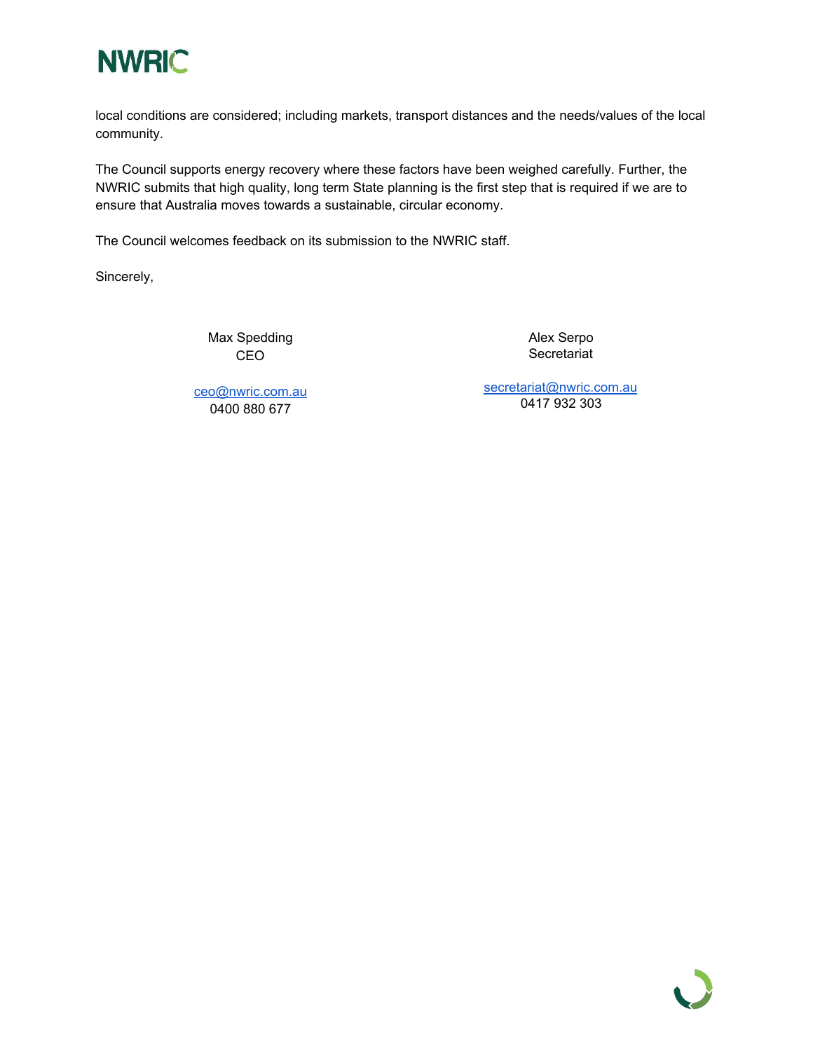local conditions are considered; including markets, transport distances and the needs/values of the local community.

The Council supports energy recovery where these factors have been weighed carefully. Further, the NWRIC submits that high quality, long term State planning is the first step that is required if we are to ensure that Australia moves towards a sustainable, circular economy.

The Council welcomes feedback on its submission to the NWRIC staff.

Sincerely,

Max Spedding
CEO

ceo@nwric.com.au
0400 880 677

Alex Serpo
Secretariat

secretariat@nwric.com.au
0417 932 303